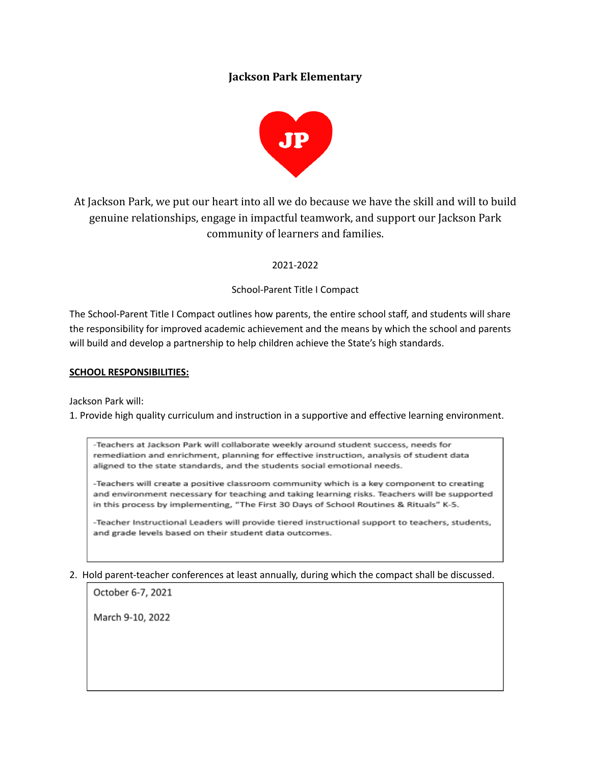# Jackson Park Elementary

JP

At Jackson Park, we put our heart into all we do because we have the skill and will to build genuine relationships, engage in impactful teamwork, and support our Jackson Park community of learners and families.

2021-2022

School-Parent Title I Compact

The School-Parent Title I Compact outlines how parents, the entire school staff, and students will share the responsibility for improved academic achievement and the means by which the school and parents will build and develop a partnership to help children achieve the State's high standards.

**SCHOOL RESPONSIBILITIES:**

Jackson Park will:

1. Provide high quality curriculum and instruction in a supportive and effective learning environment.

-Teachers at Jackson Park will collaborate weekly around student success, needs for remediation and enrichment, planning for effective instruction, analysis of student data aligned to the state standards, and the students social emotional needs.

-Teachers will create a positive classroom community which is a key component to creating and environment necessary for teaching and taking learning risks. Teachers will be supported in this process by implementing, "The First 30 Days of School Routines & Rituals" K-5.

-Teacher Instructional Leaders will provide tiered instructional support to teachers, students, and grade levels based on their student data outcomes.

2. Hold parent-teacher conferences at least annually, during which the compact shall be discussed.

October 6-7, 2021

March 9-10, 2022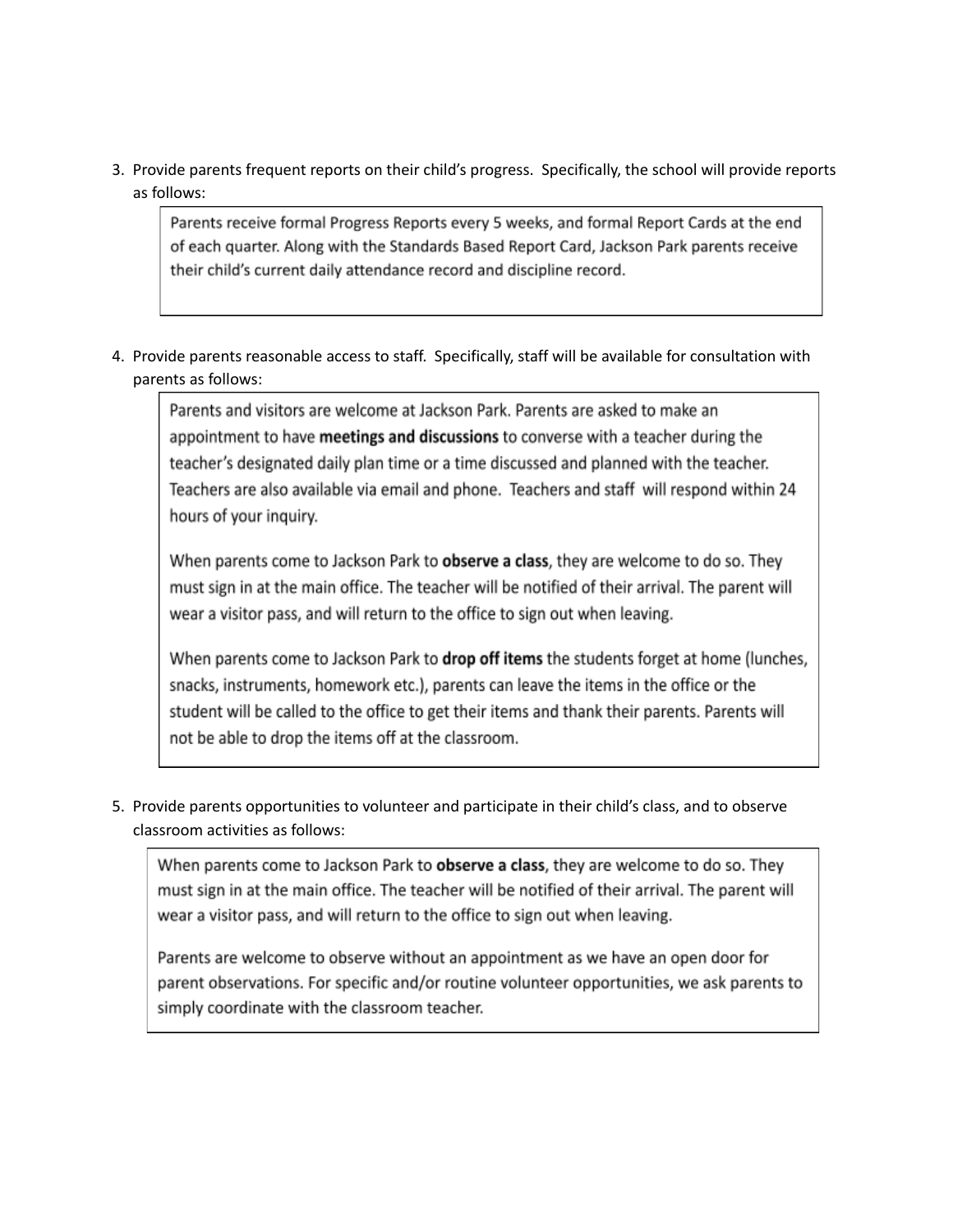3. Provide parents frequent reports on their child's progress. Specifically, the school will provide reports as follows:

   Parents receive formal Progress Reports every 5 weeks, and formal Report Cards at the end of each quarter. Along with the Standards Based Report Card, Jackson Park parents receive their child's current daily attendance record and discipline record.

4. Provide parents reasonable access to staff. Specifically, staff will be available for consultation with parents as follows:

   Parents and visitors are welcome at Jackson Park. Parents are asked to make an appointment to have **meetings and discussions** to converse with a teacher during the teacher's designated daily plan time or a time discussed and planned with the teacher. Teachers are also available via email and phone. Teachers and staff will respond within 24 hours of your inquiry.

   When parents come to Jackson Park to **observe a class**, they are welcome to do so. They must sign in at the main office. The teacher will be notified of their arrival. The parent will wear a visitor pass, and will return to the office to sign out when leaving.

   When parents come to Jackson Park to **drop off items** the students forget at home (lunches, snacks, instruments, homework etc.), parents can leave the items in the office or the student will be called to the office to get their items and thank their parents. Parents will not be able to drop the items off at the classroom.

5. Provide parents opportunities to volunteer and participate in their child's class, and to observe classroom activities as follows:

   When parents come to Jackson Park to **observe a class**, they are welcome to do so. They must sign in at the main office. The teacher will be notified of their arrival. The parent will wear a visitor pass, and will return to the office to sign out when leaving.

   Parents are welcome to observe without an appointment as we have an open door for parent observations. For specific and/or routine volunteer opportunities, we ask parents to simply coordinate with the classroom teacher.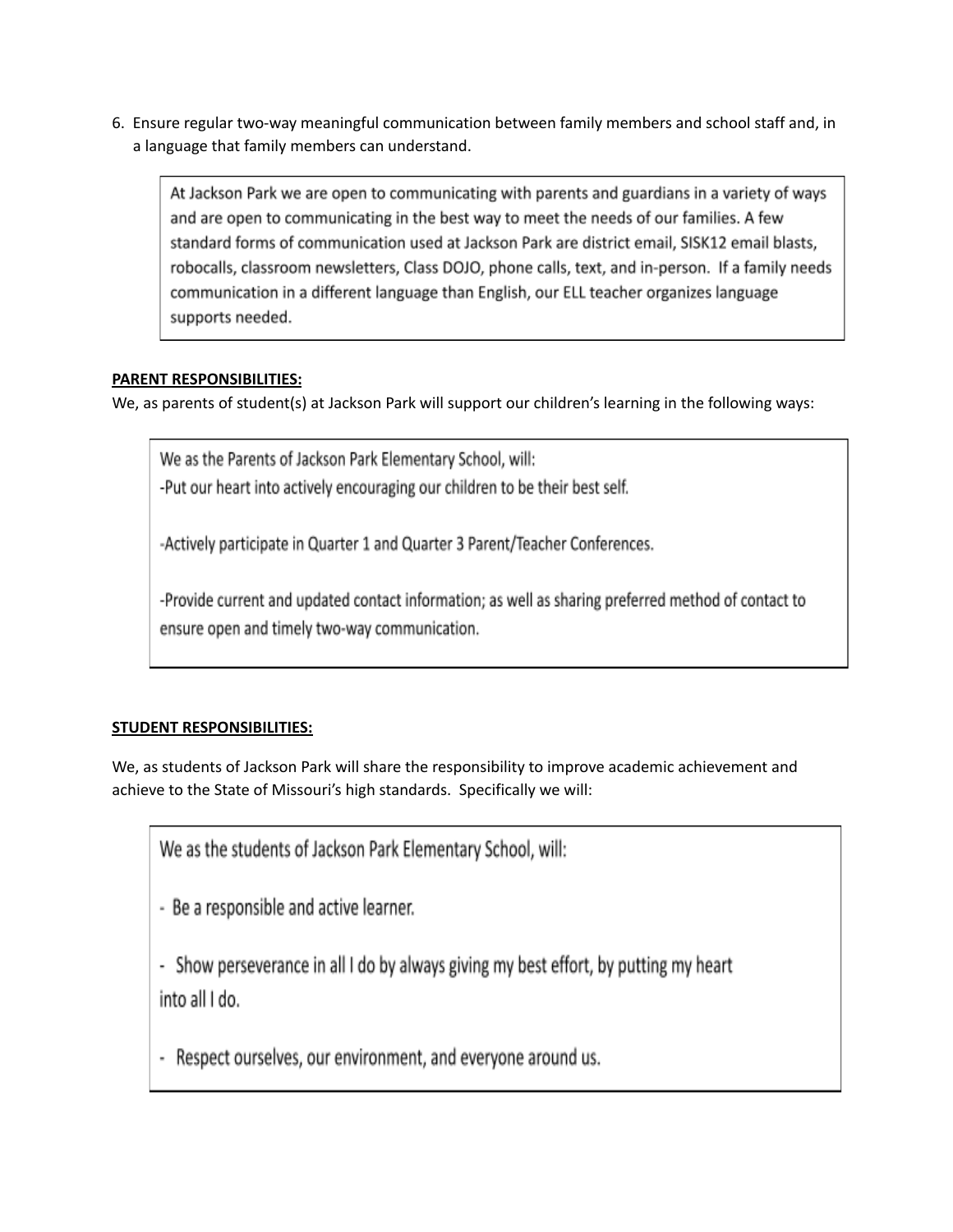6. Ensure regular two-way meaningful communication between family members and school staff and, in a language that family members can understand.

> At Jackson Park we are open to communicating with parents and guardians in a variety of ways and are open to communicating in the best way to meet the needs of our families. A few standard forms of communication used at Jackson Park are district email, SISK12 email blasts, robocalls, classroom newsletters, Class DOJO, phone calls, text, and in-person. If a family needs communication in a different language than English, our ELL teacher organizes language supports needed.

**PARENT RESPONSIBILITIES:**

We, as parents of student(s) at Jackson Park will support our children's learning in the following ways:

> We as the Parents of Jackson Park Elementary School, will:
>
> -Put our heart into actively encouraging our children to be their best self.
>
> -Actively participate in Quarter 1 and Quarter 3 Parent/Teacher Conferences.
>
> -Provide current and updated contact information; as well as sharing preferred method of contact to ensure open and timely two-way communication.

**STUDENT RESPONSIBILITIES:**

We, as students of Jackson Park will share the responsibility to improve academic achievement and achieve to the State of Missouri's high standards. Specifically we will:

> We as the students of Jackson Park Elementary School, will:
>
> - Be a responsible and active learner.
>
> - Show perseverance in all I do by always giving my best effort, by putting my heart into all I do.
>
> - Respect ourselves, our environment, and everyone around us.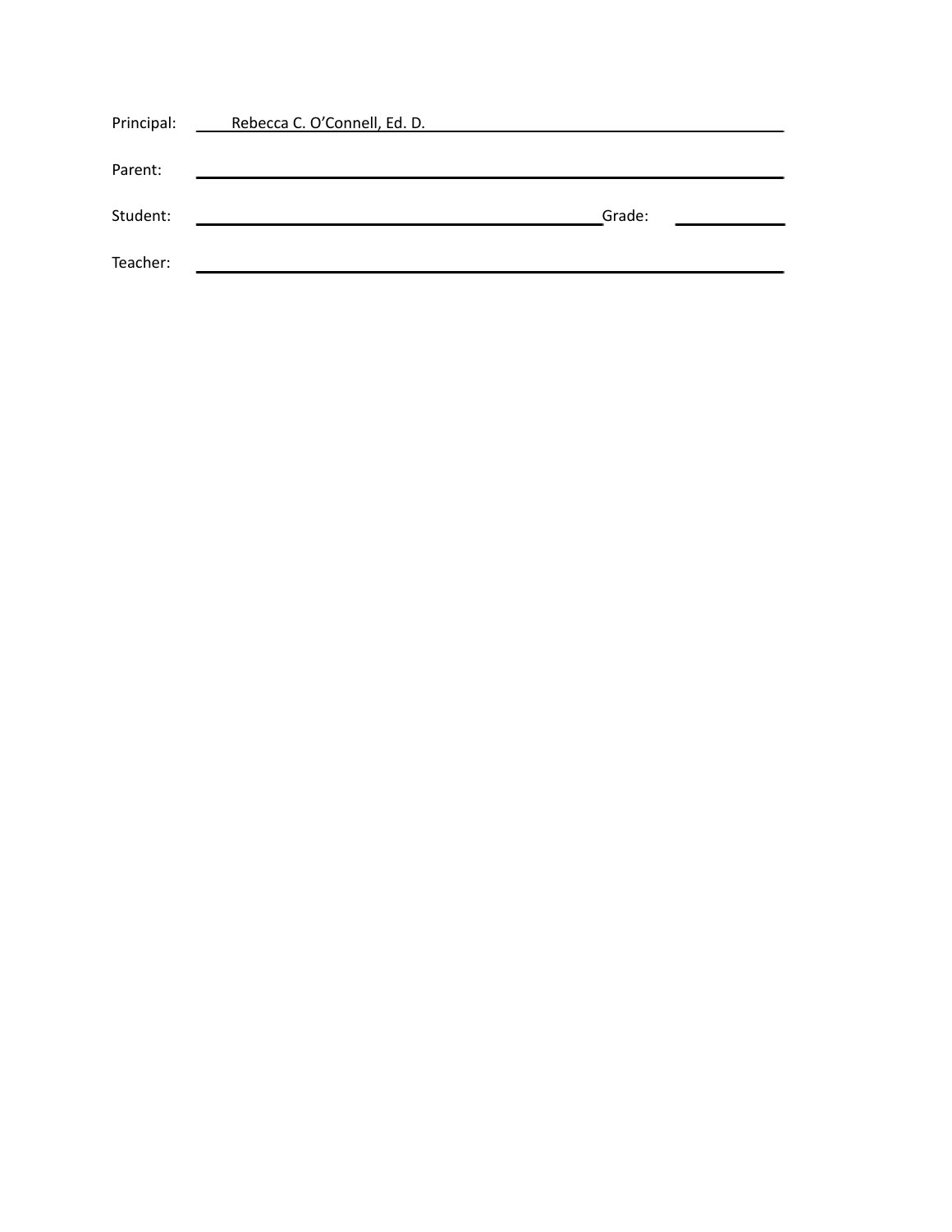Principal: Rebecca C. O’Connell, Ed. D. \_\_\_\_\_\_\_\_\_\_\_\_\_\_\_\_\_\_\_\_\_\_\_\_\_\_\_\_\_\_

Parent: \_\_\_\_\_\_\_\_\_\_\_\_\_\_\_\_\_\_\_\_\_\_\_\_\_\_\_\_\_\_\_\_\_\_\_\_\_\_\_\_\_\_\_\_\_\_\_\_\_\_\_\_

Student: \_\_\_\_\_\_\_\_\_\_\_\_\_\_\_\_\_\_\_\_\_\_\_\_\_\_\_\_\_\_\_\_\_\_\_\_ Grade: \_\_\_\_\_\_\_\_\_\_

Teacher: \_\_\_\_\_\_\_\_\_\_\_\_\_\_\_\_\_\_\_\_\_\_\_\_\_\_\_\_\_\_\_\_\_\_\_\_\_\_\_\_\_\_\_\_\_\_\_\_\_\_\_\_